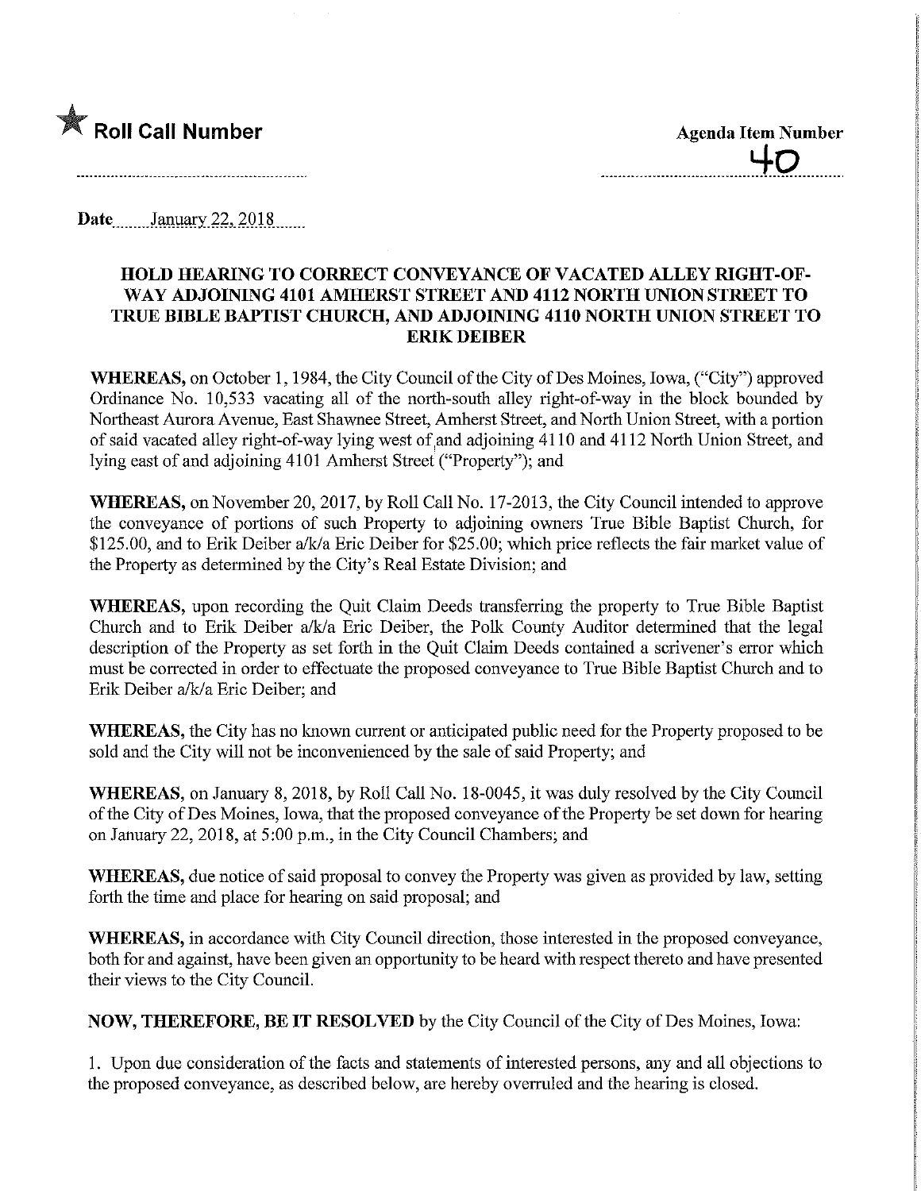★ **Roll Call Number**

**Agenda Item Number**
40

**Date** January 22, 2018

## HOLD HEARING TO CORRECT CONVEYANCE OF VACATED ALLEY RIGHT-OF-WAY ADJOINING 4101 AMHERST STREET AND 4112 NORTH UNION STREET TO TRUE BIBLE BAPTIST CHURCH, AND ADJOINING 4110 NORTH UNION STREET TO ERIK DEIBER

**WHEREAS,** on October 1, 1984, the City Council of the City of Des Moines, Iowa, ("City") approved Ordinance No. 10,533 vacating all of the north-south alley right-of-way in the block bounded by Northeast Aurora Avenue, East Shawnee Street, Amherst Street, and North Union Street, with a portion of said vacated alley right-of-way lying west of and adjoining 4110 and 4112 North Union Street, and lying east of and adjoining 4101 Amherst Street ("Property"); and

**WHEREAS,** on November 20, 2017, by Roll Call No. 17-2013, the City Council intended to approve the conveyance of portions of such Property to adjoining owners True Bible Baptist Church, for $125.00, and to Erik Deiber a/k/a Eric Deiber for $25.00; which price reflects the fair market value of the Property as determined by the City's Real Estate Division; and

**WHEREAS,** upon recording the Quit Claim Deeds transferring the property to True Bible Baptist Church and to Erik Deiber a/k/a Eric Deiber, the Polk County Auditor determined that the legal description of the Property as set forth in the Quit Claim Deeds contained a scrivener's error which must be corrected in order to effectuate the proposed conveyance to True Bible Baptist Church and to Erik Deiber a/k/a Eric Deiber; and

**WHEREAS,** the City has no known current or anticipated public need for the Property proposed to be sold and the City will not be inconvenienced by the sale of said Property; and

**WHEREAS,** on January 8, 2018, by Roll Call No. 18-0045, it was duly resolved by the City Council of the City of Des Moines, Iowa, that the proposed conveyance of the Property be set down for hearing on January 22, 2018, at 5:00 p.m., in the City Council Chambers; and

**WHEREAS,** due notice of said proposal to convey the Property was given as provided by law, setting forth the time and place for hearing on said proposal; and

**WHEREAS,** in accordance with City Council direction, those interested in the proposed conveyance, both for and against, have been given an opportunity to be heard with respect thereto and have presented their views to the City Council.

**NOW, THEREFORE, BE IT RESOLVED** by the City Council of the City of Des Moines, Iowa:

1. Upon due consideration of the facts and statements of interested persons, any and all objections to the proposed conveyance, as described below, are hereby overruled and the hearing is closed.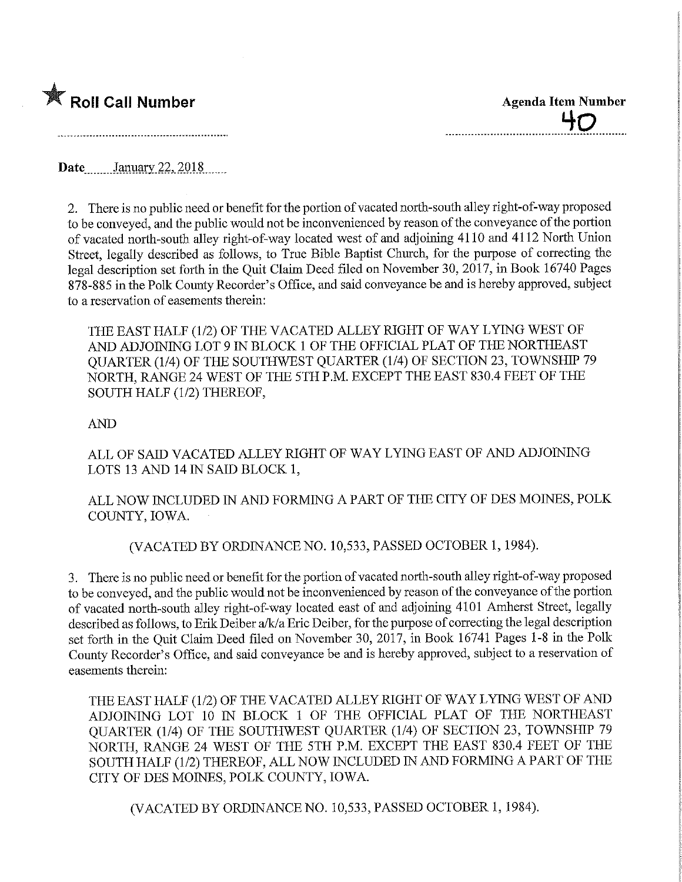★ **Roll Call Number**

**Agenda Item Number**

40

**Date** January 22, 2018

2. There is no public need or benefit for the portion of vacated north-south alley right-of-way proposed to be conveyed, and the public would not be inconvenienced by reason of the conveyance of the portion of vacated north-south alley right-of-way located west of and adjoining 4110 and 4112 North Union Street, legally described as follows, to True Bible Baptist Church, for the purpose of correcting the legal description set forth in the Quit Claim Deed filed on November 30, 2017, in Book 16740 Pages 878-885 in the Polk County Recorder's Office, and said conveyance be and is hereby approved, subject to a reservation of easements therein:

THE EAST HALF (1/2) OF THE VACATED ALLEY RIGHT OF WAY LYING WEST OF AND ADJOINING LOT 9 IN BLOCK 1 OF THE OFFICIAL PLAT OF THE NORTHEAST QUARTER (1/4) OF THE SOUTHWEST QUARTER (1/4) OF SECTION 23, TOWNSHIP 79 NORTH, RANGE 24 WEST OF THE 5TH P.M. EXCEPT THE EAST 830.4 FEET OF THE SOUTH HALF (1/2) THEREOF,

AND

ALL OF SAID VACATED ALLEY RIGHT OF WAY LYING EAST OF AND ADJOINING LOTS 13 AND 14 IN SAID BLOCK 1,

ALL NOW INCLUDED IN AND FORMING A PART OF THE CITY OF DES MOINES, POLK COUNTY, IOWA.

(VACATED BY ORDINANCE NO. 10,533, PASSED OCTOBER 1, 1984).

3. There is no public need or benefit for the portion of vacated north-south alley right-of-way proposed to be conveyed, and the public would not be inconvenienced by reason of the conveyance of the portion of vacated north-south alley right-of-way located east of and adjoining 4101 Amherst Street, legally described as follows, to Erik Deiber a/k/a Eric Deiber, for the purpose of correcting the legal description set forth in the Quit Claim Deed filed on November 30, 2017, in Book 16741 Pages 1-8 in the Polk County Recorder's Office, and said conveyance be and is hereby approved, subject to a reservation of easements therein:

THE EAST HALF (1/2) OF THE VACATED ALLEY RIGHT OF WAY LYING WEST OF AND ADJOINING LOT 10 IN BLOCK 1 OF THE OFFICIAL PLAT OF THE NORTHEAST QUARTER (1/4) OF THE SOUTHWEST QUARTER (1/4) OF SECTION 23, TOWNSHIP 79 NORTH, RANGE 24 WEST OF THE 5TH P.M. EXCEPT THE EAST 830.4 FEET OF THE SOUTH HALF (1/2) THEREOF, ALL NOW INCLUDED IN AND FORMING A PART OF THE CITY OF DES MOINES, POLK COUNTY, IOWA.

(VACATED BY ORDINANCE NO. 10,533, PASSED OCTOBER 1, 1984).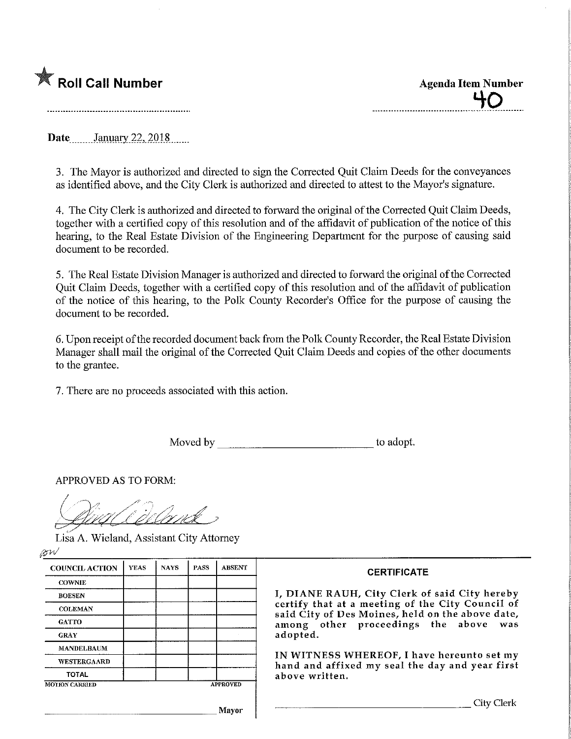★ **Roll Call Number**

**Agenda Item Number**

40

**Date** January 22, 2018

3. The Mayor is authorized and directed to sign the Corrected Quit Claim Deeds for the conveyances as identified above, and the City Clerk is authorized and directed to attest to the Mayor's signature.

4. The City Clerk is authorized and directed to forward the original of the Corrected Quit Claim Deeds, together with a certified copy of this resolution and of the affidavit of publication of the notice of this hearing, to the Real Estate Division of the Engineering Department for the purpose of causing said document to be recorded.

5. The Real Estate Division Manager is authorized and directed to forward the original of the Corrected Quit Claim Deeds, together with a certified copy of this resolution and of the affidavit of publication of the notice of this hearing, to the Polk County Recorder's Office for the purpose of causing the document to be recorded.

6. Upon receipt of the recorded document back from the Polk County Recorder, the Real Estate Division Manager shall mail the original of the Corrected Quit Claim Deeds and copies of the other documents to the grantee.

7. There are no proceeds associated with this action.

Moved by ____________________ to adopt.

APPROVED AS TO FORM:

Lisa A. Wieland, Assistant City Attorney

| COUNCIL ACTION | YEAS | NAYS | PASS | ABSENT |
|---|---|---|---|---|
| COWNIE | | | | |
| BOESEN | | | | |
| COLEMAN | | | | |
| GATTO | | | | |
| GRAY | | | | |
| MANDELBAUM | | | | |
| WESTERGAARD | | | | |
| TOTAL | | | | |

MOTION CARRIED APPROVED

____________________ Mayor

**CERTIFICATE**

I, DIANE RAUH, City Clerk of said City hereby certify that at a meeting of the City Council of said City of Des Moines, held on the above date, among other proceedings the above was adopted.

IN WITNESS WHEREOF, I have hereunto set my hand and affixed my seal the day and year first above written.

____________________ City Clerk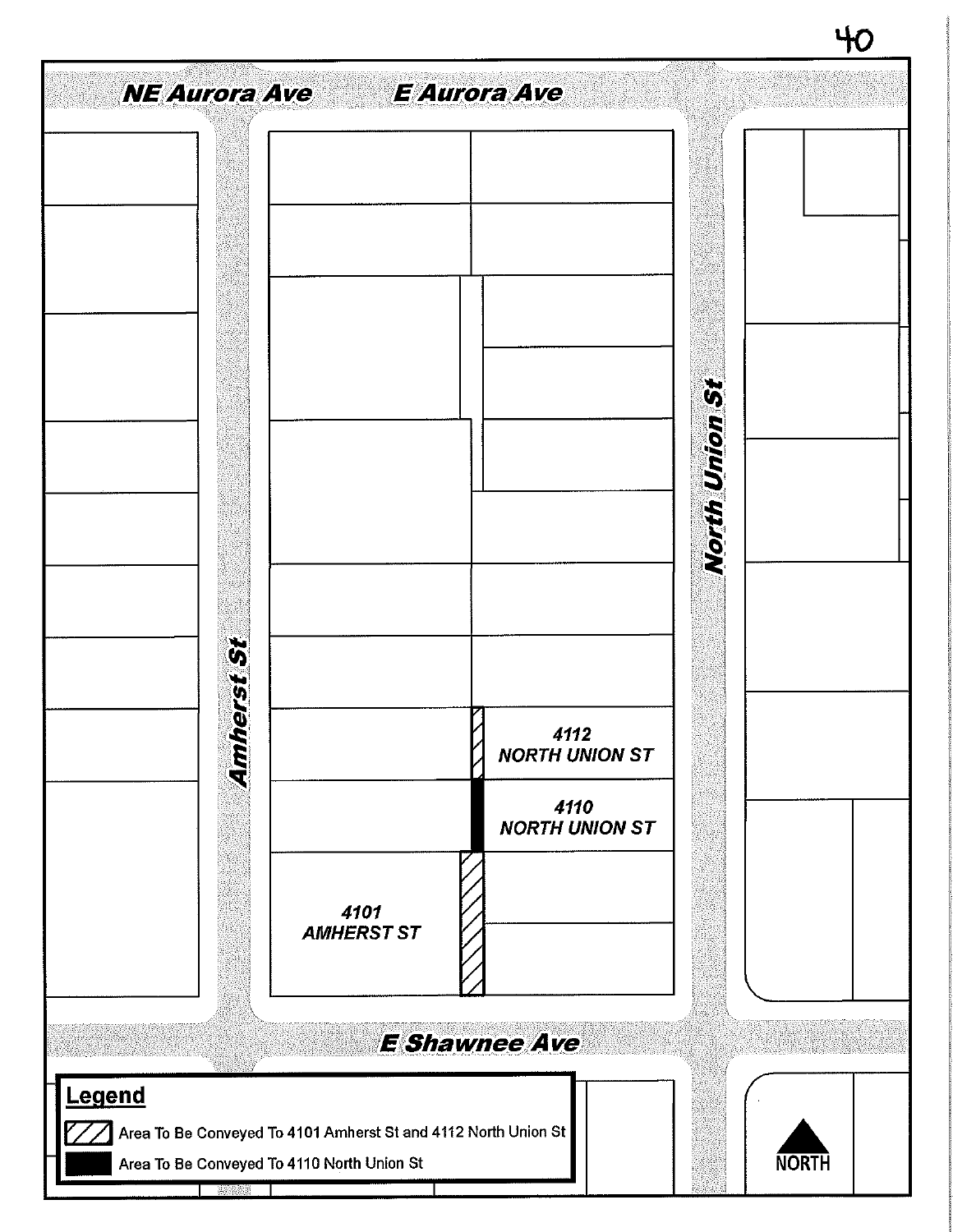NE Aurora Ave

E Aurora Ave

Amherst St

North Union St

4112
NORTH UNION ST

4110
NORTH UNION ST

4101
AMHERST ST

E Shawnee Ave

**Legend**

Area To Be Conveyed To 4101 Amherst St and 4112 North Union St

Area To Be Conveyed To 4110 North Union St

NORTH